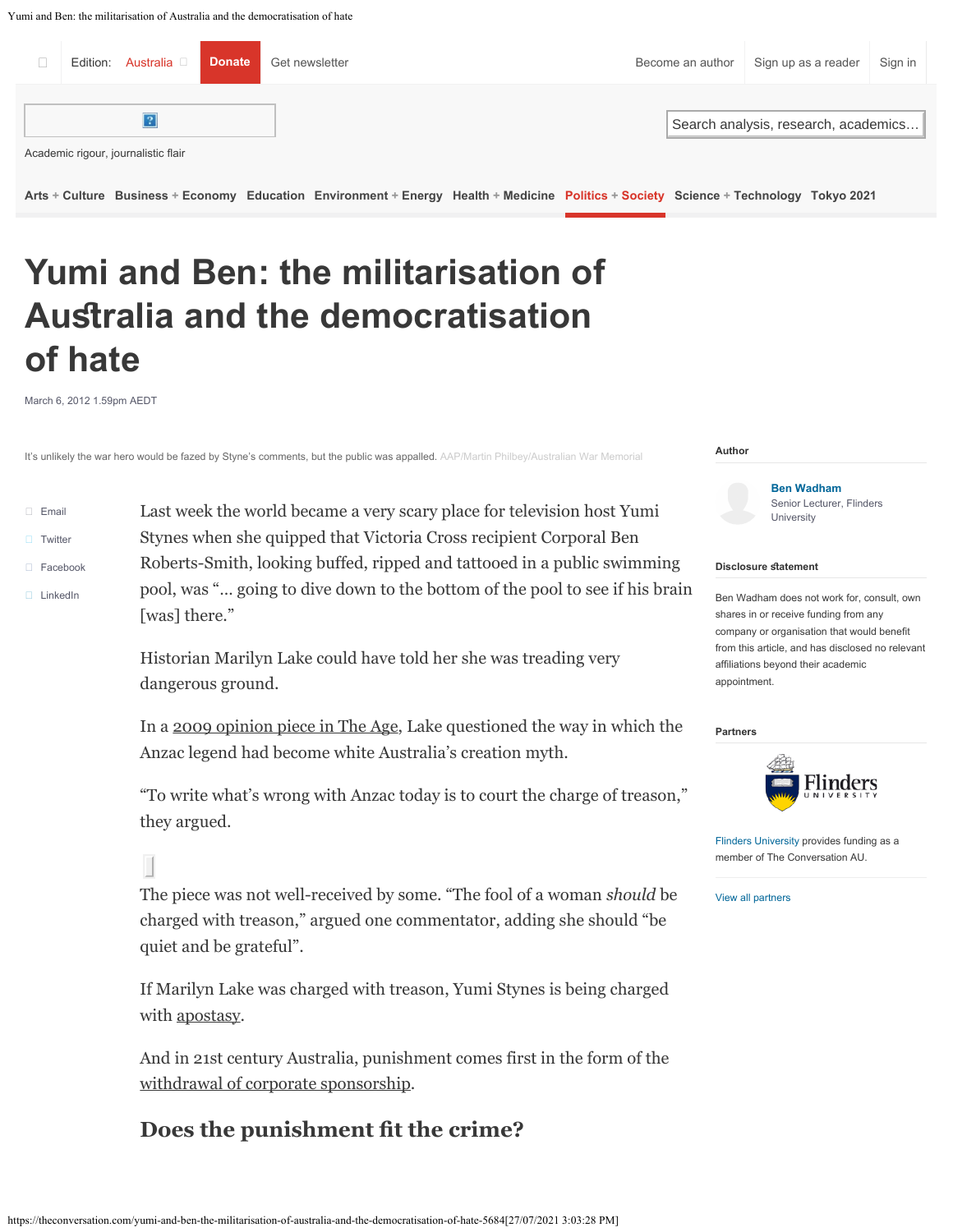# Yumi and Ben: the militarisation of Australia and the democratisation of hate

March 6, 2012 1.59pm AEDT

It's unlikely the war hero would be fazed by Styne's comments, but the public was appalled. AAP/Martin Philbey/Australian War Memorial

**Author**

Ben Wadham
Senior Lecturer, Flinders University

**Disclosure statement**

Ben Wadham does not work for, consult, own shares in or receive funding from any company or organisation that would benefit from this article, and has disclosed no relevant affiliations beyond their academic appointment.

**Partners**

Flinders University provides funding as a member of The Conversation AU.

View all partners

Last week the world became a very scary place for television host Yumi Stynes when she quipped that Victoria Cross recipient Corporal Ben Roberts-Smith, looking buffed, ripped and tattooed in a public swimming pool, was "… going to dive down to the bottom of the pool to see if his brain [was] there."

Historian Marilyn Lake could have told her she was treading very dangerous ground.

In a 2009 opinion piece in The Age, Lake questioned the way in which the Anzac legend had become white Australia's creation myth.

"To write what's wrong with Anzac today is to court the charge of treason," they argued.

The piece was not well-received by some. "The fool of a woman *should* be charged with treason," argued one commentator, adding she should "be quiet and be grateful".

If Marilyn Lake was charged with treason, Yumi Stynes is being charged with apostasy.

And in 21st century Australia, punishment comes first in the form of the withdrawal of corporate sponsorship.

## Does the punishment fit the crime?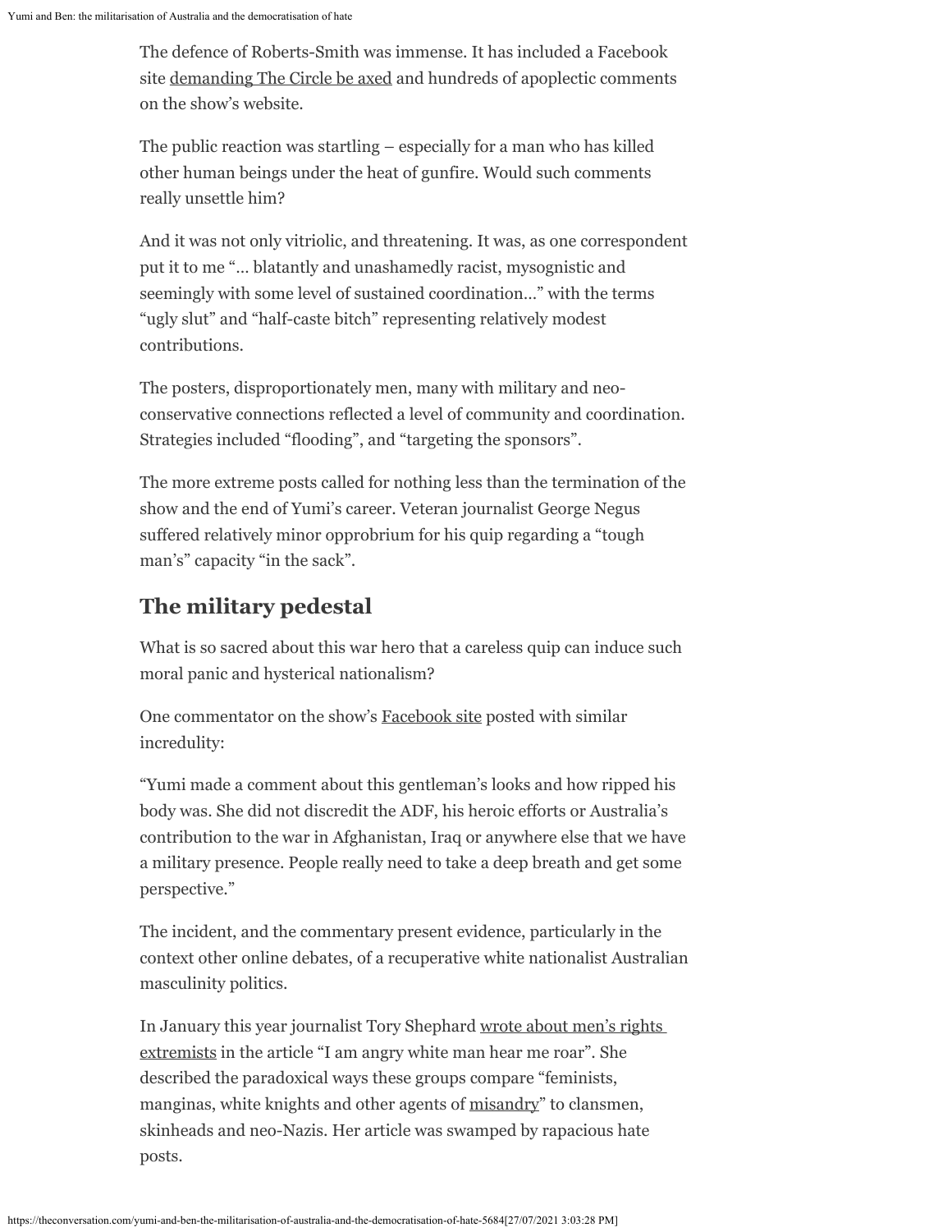The defence of Roberts-Smith was immense. It has included a Facebook site [demanding The Circle be axed](#) and hundreds of apoplectic comments on the show's website.

The public reaction was startling – especially for a man who has killed other human beings under the heat of gunfire. Would such comments really unsettle him?

And it was not only vitriolic, and threatening. It was, as one correspondent put it to me "… blatantly and unashamedly racist, mysognistic and seemingly with some level of sustained coordination…" with the terms "ugly slut" and "half-caste bitch" representing relatively modest contributions.

The posters, disproportionately men, many with military and neo-conservative connections reflected a level of community and coordination. Strategies included "flooding", and "targeting the sponsors".

The more extreme posts called for nothing less than the termination of the show and the end of Yumi's career. Veteran journalist George Negus suffered relatively minor opprobrium for his quip regarding a "tough man's" capacity "in the sack".

## The military pedestal

What is so sacred about this war hero that a careless quip can induce such moral panic and hysterical nationalism?

One commentator on the show's [Facebook site](#) posted with similar incredulity:

"Yumi made a comment about this gentleman's looks and how ripped his body was. She did not discredit the ADF, his heroic efforts or Australia's contribution to the war in Afghanistan, Iraq or anywhere else that we have a military presence. People really need to take a deep breath and get some perspective."

The incident, and the commentary present evidence, particularly in the context other online debates, of a recuperative white nationalist Australian masculinity politics.

In January this year journalist Tory Shephard [wrote about men's rights extremists](#) in the article "I am angry white man hear me roar". She described the paradoxical ways these groups compare "feminists, manginas, white knights and other agents of [misandry](#)" to clansmen, skinheads and neo-Nazis. Her article was swamped by rapacious hate posts.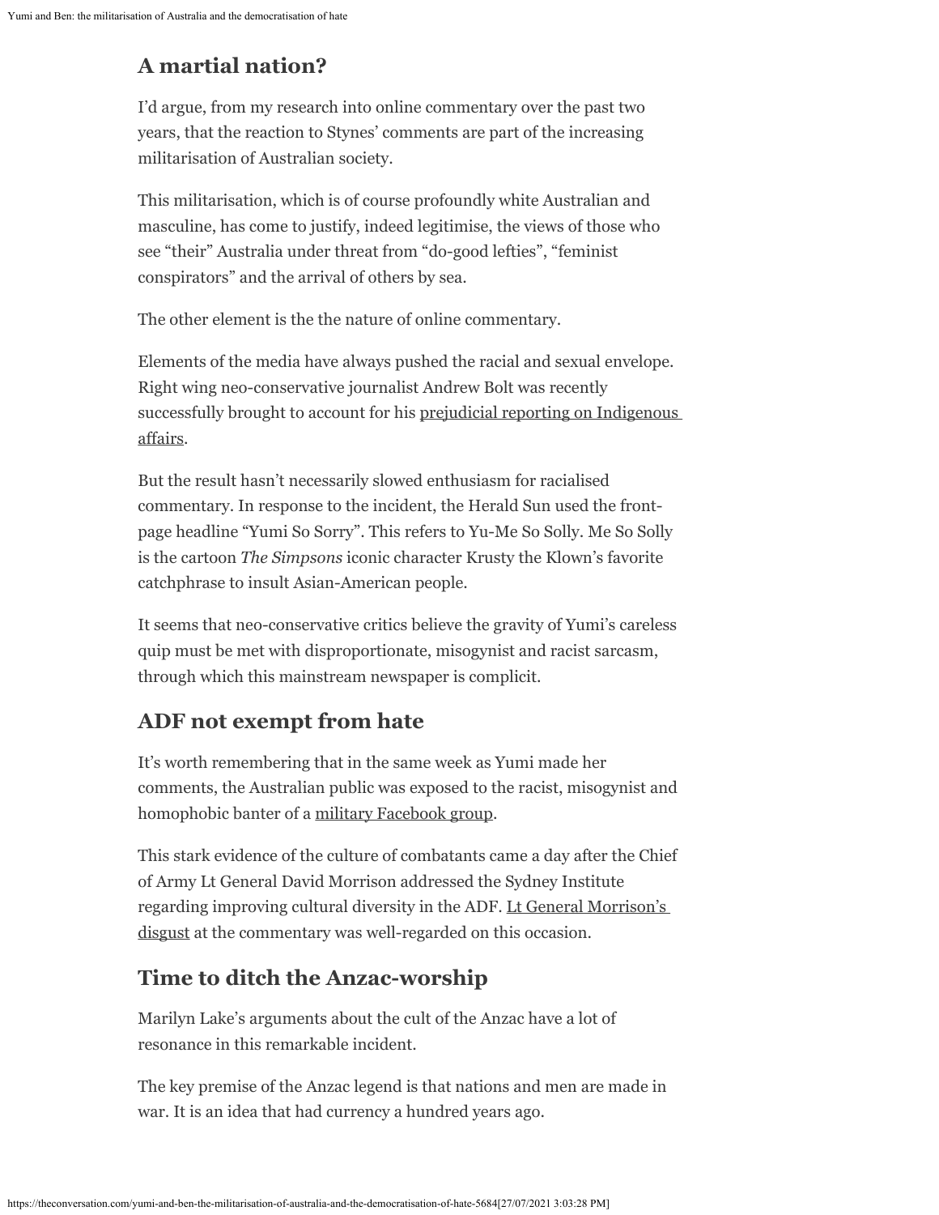## A martial nation?

I'd argue, from my research into online commentary over the past two years, that the reaction to Stynes' comments are part of the increasing militarisation of Australian society.

This militarisation, which is of course profoundly white Australian and masculine, has come to justify, indeed legitimise, the views of those who see "their" Australia under threat from "do-good lefties", "feminist conspirators" and the arrival of others by sea.

The other element is the the nature of online commentary.

Elements of the media have always pushed the racial and sexual envelope. Right wing neo-conservative journalist Andrew Bolt was recently successfully brought to account for his prejudicial reporting on Indigenous affairs.

But the result hasn't necessarily slowed enthusiasm for racialised commentary. In response to the incident, the Herald Sun used the front-page headline "Yumi So Sorry". This refers to Yu-Me So Solly. Me So Solly is the cartoon *The Simpsons* iconic character Krusty the Klown's favorite catchphrase to insult Asian-American people.

It seems that neo-conservative critics believe the gravity of Yumi's careless quip must be met with disproportionate, misogynist and racist sarcasm, through which this mainstream newspaper is complicit.

## ADF not exempt from hate

It's worth remembering that in the same week as Yumi made her comments, the Australian public was exposed to the racist, misogynist and homophobic banter of a military Facebook group.

This stark evidence of the culture of combatants came a day after the Chief of Army Lt General David Morrison addressed the Sydney Institute regarding improving cultural diversity in the ADF. Lt General Morrison's disgust at the commentary was well-regarded on this occasion.

## Time to ditch the Anzac-worship

Marilyn Lake's arguments about the cult of the Anzac have a lot of resonance in this remarkable incident.

The key premise of the Anzac legend is that nations and men are made in war. It is an idea that had currency a hundred years ago.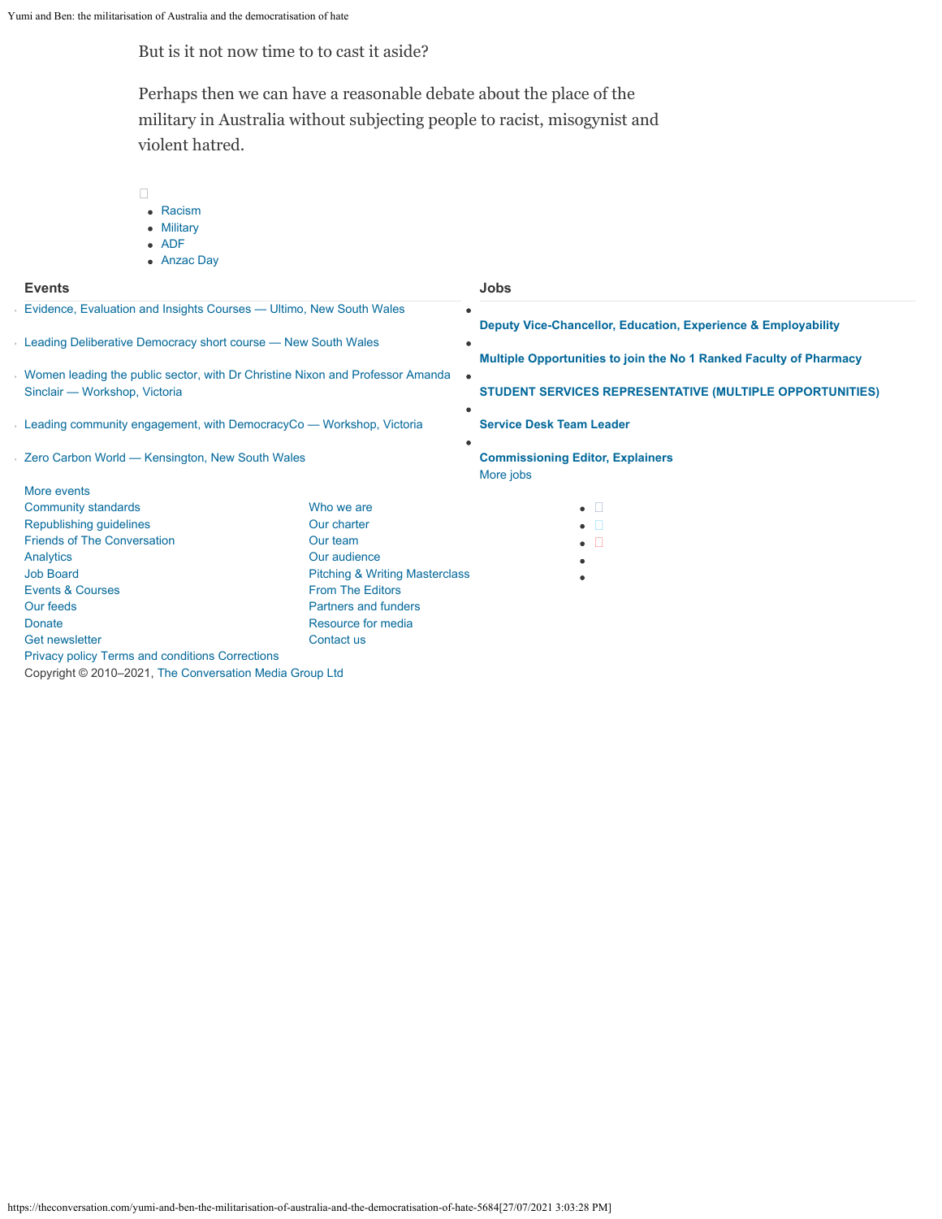But is it not now time to to cast it aside?

Perhaps then we can have a reasonable debate about the place of the military in Australia without subjecting people to racist, misogynist and violent hatred.

- Racism
- Military
- ADF
- Anzac Day

## Events

- Evidence, Evaluation and Insights Courses — Ultimo, New South Wales
- Leading Deliberative Democracy short course — New South Wales
- Women leading the public sector, with Dr Christine Nixon and Professor Amanda Sinclair — Workshop, Victoria
- Leading community engagement, with DemocracyCo — Workshop, Victoria
- Zero Carbon World — Kensington, New South Wales

More events

## Jobs

- **Deputy Vice-Chancellor, Education, Experience & Employability**
- **Multiple Opportunities to join the No 1 Ranked Faculty of Pharmacy**
- **STUDENT SERVICES REPRESENTATIVE (MULTIPLE OPPORTUNITIES)**
- **Service Desk Team Leader**
- **Commissioning Editor, Explainers**

More jobs

Community standards
Republishing guidelines
Friends of The Conversation
Analytics
Job Board
Events & Courses
Our feeds
Donate
Get newsletter

Who we are
Our charter
Our team
Our audience
Pitching & Writing Masterclass
From The Editors
Partners and funders
Resource for media
Contact us

Privacy policy Terms and conditions Corrections

Copyright © 2010–2021, The Conversation Media Group Ltd